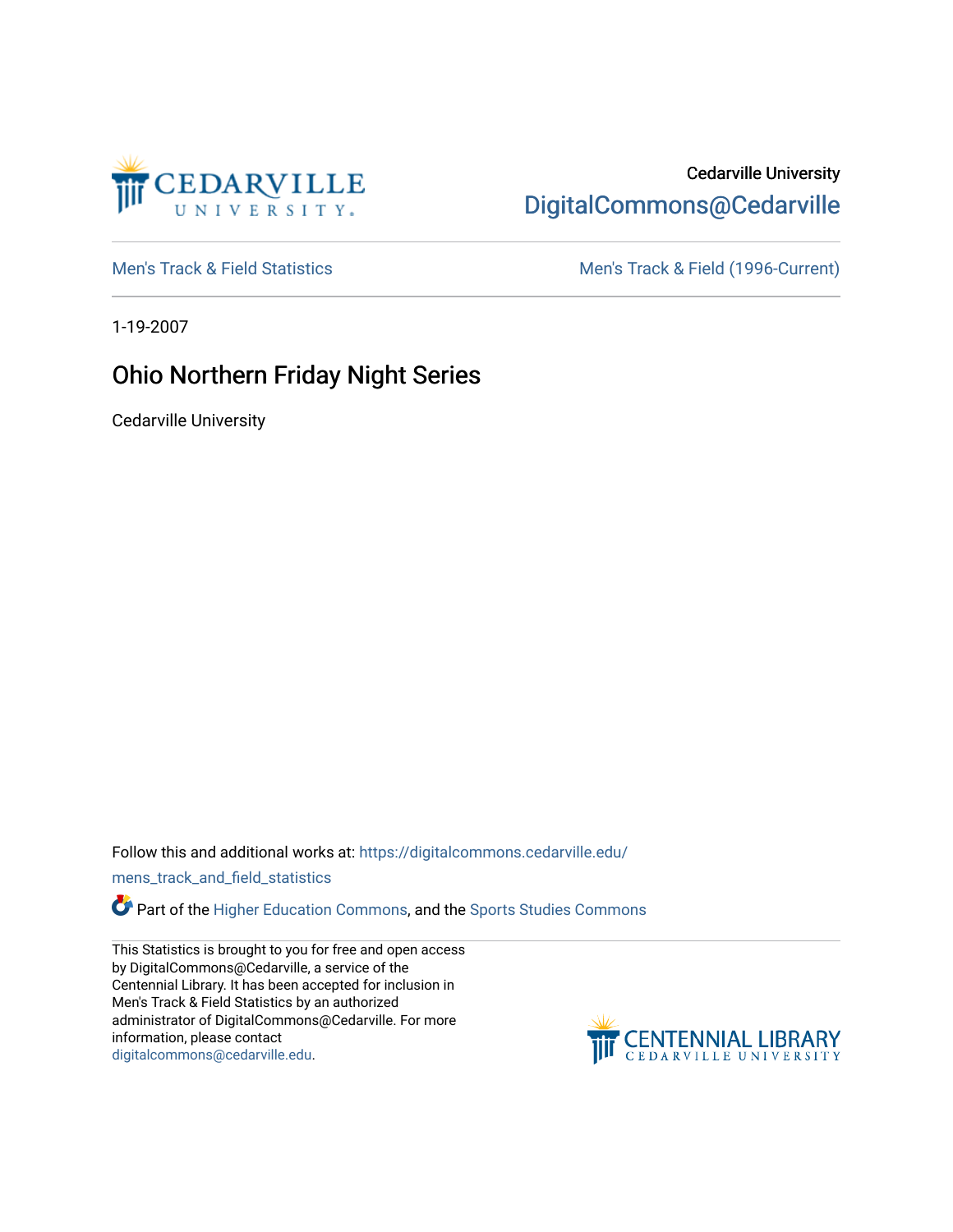Cedarville University

DigitalCommons@Cedarville

Men's Track & Field Statistics

Men's Track & Field (1996-Current)

1-19-2007

# Ohio Northern Friday Night Series

Cedarville University

Follow this and additional works at: https://digitalcommons.cedarville.edu/mens_track_and_field_statistics

Part of the Higher Education Commons, and the Sports Studies Commons

This Statistics is brought to you for free and open access by DigitalCommons@Cedarville, a service of the Centennial Library. It has been accepted for inclusion in Men's Track & Field Statistics by an authorized administrator of DigitalCommons@Cedarville. For more information, please contact digitalcommons@cedarville.edu.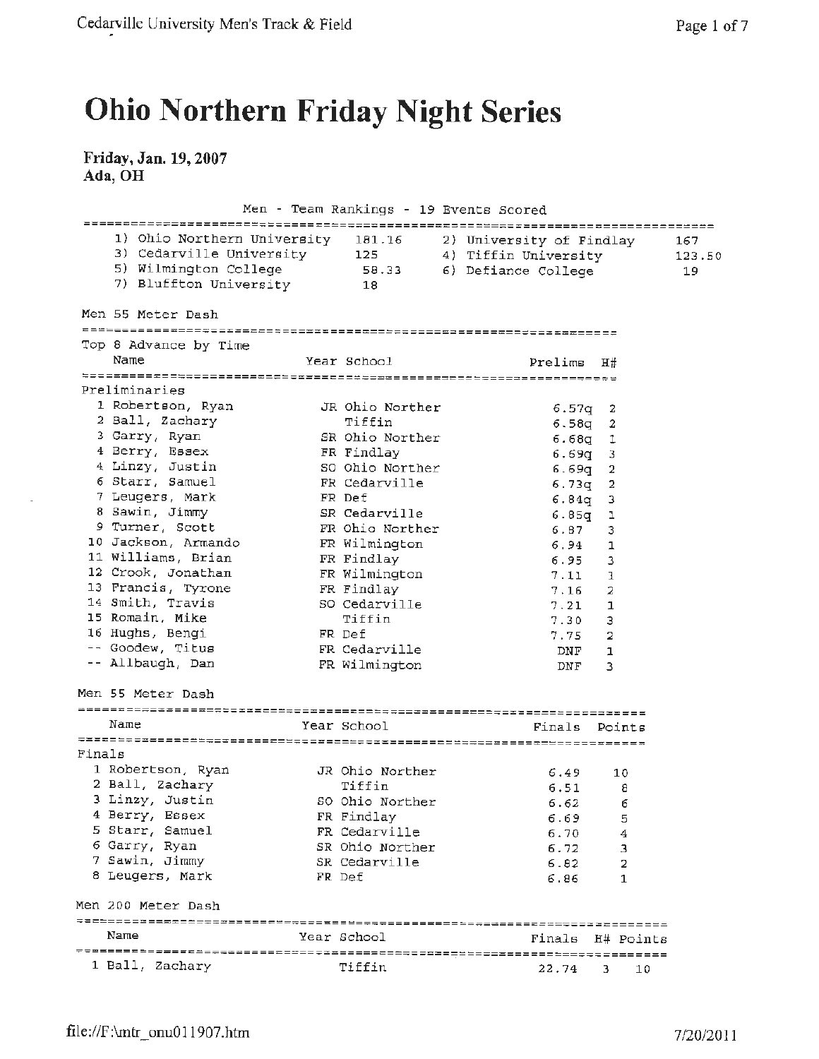# Ohio Northern Friday Night Series

**Friday, Jan. 19, 2007**
**Ada, OH**

Men - Team Rankings - 19 Events Scored

| Rank | Team | Points | Rank | Team | Points |
|---|---|---|---|---|---|
| 1) | Ohio Northern University | 181.16 | 2) | University of Findlay | 167 |
| 3) | Cedarville University | 125 | 4) | Tiffin University | 123.50 |
| 5) | Wilmington College | 58.33 | 6) | Defiance College | 19 |
| 7) | Bluffton University | 18 | | | |

## Men 55 Meter Dash

Top 8 Advance by Time

Preliminaries

| | Name | Year | School | Prelims | H# |
|---|---|---|---|---|---|
| 1 | Robertson, Ryan | JR | Ohio Norther | 6.57q | 2 |
| 2 | Ball, Zachary | | Tiffin | 6.58q | 2 |
| 3 | Garry, Ryan | SR | Ohio Norther | 6.68q | 1 |
| 4 | Berry, Essex | FR | Findlay | 6.69q | 3 |
| 4 | Linzy, Justin | SO | Ohio Norther | 6.69q | 2 |
| 6 | Starr, Samuel | FR | Cedarville | 6.73q | 2 |
| 7 | Leugers, Mark | FR | Def | 6.84q | 3 |
| 8 | Sawin, Jimmy | SR | Cedarville | 6.85q | 1 |
| 9 | Turner, Scott | FR | Ohio Norther | 6.87 | 3 |
| 10 | Jackson, Armando | FR | Wilmington | 6.94 | 1 |
| 11 | Williams, Brian | FR | Findlay | 6.95 | 3 |
| 12 | Crook, Jonathan | FR | Wilmington | 7.11 | 1 |
| 13 | Francis, Tyrone | FR | Findlay | 7.16 | 2 |
| 14 | Smith, Travis | SO | Cedarville | 7.21 | 1 |
| 15 | Romain, Mike | | Tiffin | 7.30 | 3 |
| 16 | Hughs, Bengi | FR | Def | 7.75 | 2 |
| -- | Goodew, Titus | FR | Cedarville | DNF | 1 |
| -- | Allbaugh, Dan | FR | Wilmington | DNF | 3 |

## Men 55 Meter Dash

Finals

| | Name | Year | School | Finals | Points |
|---|---|---|---|---|---|
| 1 | Robertson, Ryan | JR | Ohio Norther | 6.49 | 10 |
| 2 | Ball, Zachary | | Tiffin | 6.51 | 8 |
| 3 | Linzy, Justin | SO | Ohio Norther | 6.62 | 6 |
| 4 | Berry, Essex | FR | Findlay | 6.69 | 5 |
| 5 | Starr, Samuel | FR | Cedarville | 6.70 | 4 |
| 6 | Garry, Ryan | SR | Ohio Norther | 6.72 | 3 |
| 7 | Sawin, Jimmy | SR | Cedarville | 6.82 | 2 |
| 8 | Leugers, Mark | FR | Def | 6.86 | 1 |

## Men 200 Meter Dash

| | Name | Year | School | Finals | H# | Points |
|---|---|---|---|---|---|---|
| 1 | Ball, Zachary | | Tiffin | 22.74 | 3 | 10 |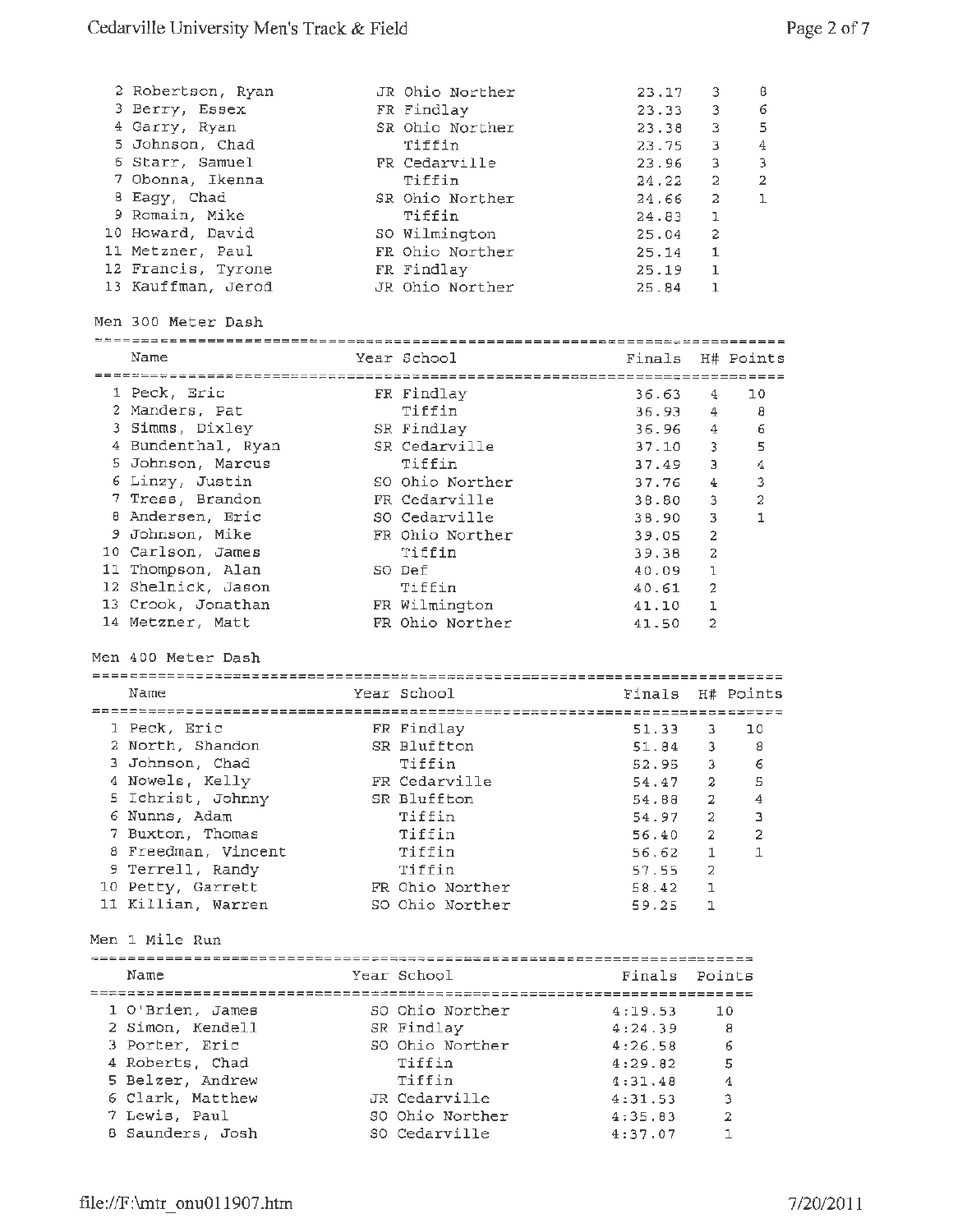| Name | Year | School | Finals | H# | Points |
|---|---|---|---|---|---|
| 2 Robertson, Ryan | JR | Ohio Norther | 23.17 | 3 | 8 |
| 3 Berry, Essex | FR | Findlay | 23.33 | 3 | 6 |
| 4 Garry, Ryan | SR | Ohio Norther | 23.38 | 3 | 5 |
| 5 Johnson, Chad | | Tiffin | 23.75 | 3 | 4 |
| 6 Starr, Samuel | FR | Cedarville | 23.96 | 3 | 3 |
| 7 Obonna, Ikenna | | Tiffin | 24.22 | 2 | 2 |
| 8 Eagy, Chad | SR | Ohio Norther | 24.66 | 2 | 1 |
| 9 Romain, Mike | | Tiffin | 24.83 | 1 | |
| 10 Howard, David | SO | Wilmington | 25.04 | 2 | |
| 11 Metzner, Paul | FR | Ohio Norther | 25.14 | 1 | |
| 12 Francis, Tyrone | FR | Findlay | 25.19 | 1 | |
| 13 Kauffman, Jerod | JR | Ohio Norther | 25.84 | 1 | |

## Men 300 Meter Dash

| Name | Year | School | Finals | H# | Points |
|---|---|---|---|---|---|
| 1 Peck, Eric | FR | Findlay | 36.63 | 4 | 10 |
| 2 Manders, Pat | | Tiffin | 36.93 | 4 | 8 |
| 3 Simms, Dixley | SR | Findlay | 36.96 | 4 | 6 |
| 4 Bundenthal, Ryan | SR | Cedarville | 37.10 | 3 | 5 |
| 5 Johnson, Marcus | | Tiffin | 37.49 | 3 | 4 |
| 6 Linzy, Justin | SO | Ohio Norther | 37.76 | 4 | 3 |
| 7 Tress, Brandon | FR | Cedarville | 38.80 | 3 | 2 |
| 8 Andersen, Eric | SO | Cedarville | 38.90 | 3 | 1 |
| 9 Johnson, Mike | FR | Ohio Norther | 39.05 | 2 | |
| 10 Carlson, James | | Tiffin | 39.38 | 2 | |
| 11 Thompson, Alan | SO | Def | 40.09 | 1 | |
| 12 Shelnick, Jason | | Tiffin | 40.61 | 2 | |
| 13 Crook, Jonathan | FR | Wilmington | 41.10 | 1 | |
| 14 Metzner, Matt | FR | Ohio Norther | 41.50 | 2 | |

## Men 400 Meter Dash

| Name | Year | School | Finals | H# | Points |
|---|---|---|---|---|---|
| 1 Peck, Eric | FR | Findlay | 51.33 | 3 | 10 |
| 2 North, Shandon | SR | Bluffton | 51.84 | 3 | 8 |
| 3 Johnson, Chad | | Tiffin | 52.95 | 3 | 6 |
| 4 Nowels, Kelly | FR | Cedarville | 54.47 | 2 | 5 |
| 5 Ichrist, Johnny | SR | Bluffton | 54.88 | 2 | 4 |
| 6 Nunns, Adam | | Tiffin | 54.97 | 2 | 3 |
| 7 Buxton, Thomas | | Tiffin | 56.40 | 2 | 2 |
| 8 Freedman, Vincent | | Tiffin | 56.62 | 1 | 1 |
| 9 Terrell, Randy | | Tiffin | 57.55 | 2 | |
| 10 Petty, Garrett | FR | Ohio Norther | 58.42 | 1 | |
| 11 Killian, Warren | SO | Ohio Norther | 59.25 | 1 | |

## Men 1 Mile Run

| Name | Year | School | Finals | Points |
|---|---|---|---|---|
| 1 O'Brien, James | SO | Ohio Norther | 4:19.53 | 10 |
| 2 Simon, Kendell | SR | Findlay | 4:24.39 | 8 |
| 3 Porter, Eric | SO | Ohio Norther | 4:26.58 | 6 |
| 4 Roberts, Chad | | Tiffin | 4:29.82 | 5 |
| 5 Belzer, Andrew | | Tiffin | 4:31.48 | 4 |
| 6 Clark, Matthew | JR | Cedarville | 4:31.53 | 3 |
| 7 Lewis, Paul | SO | Ohio Norther | 4:35.83 | 2 |
| 8 Saunders, Josh | SO | Cedarville | 4:37.07 | 1 |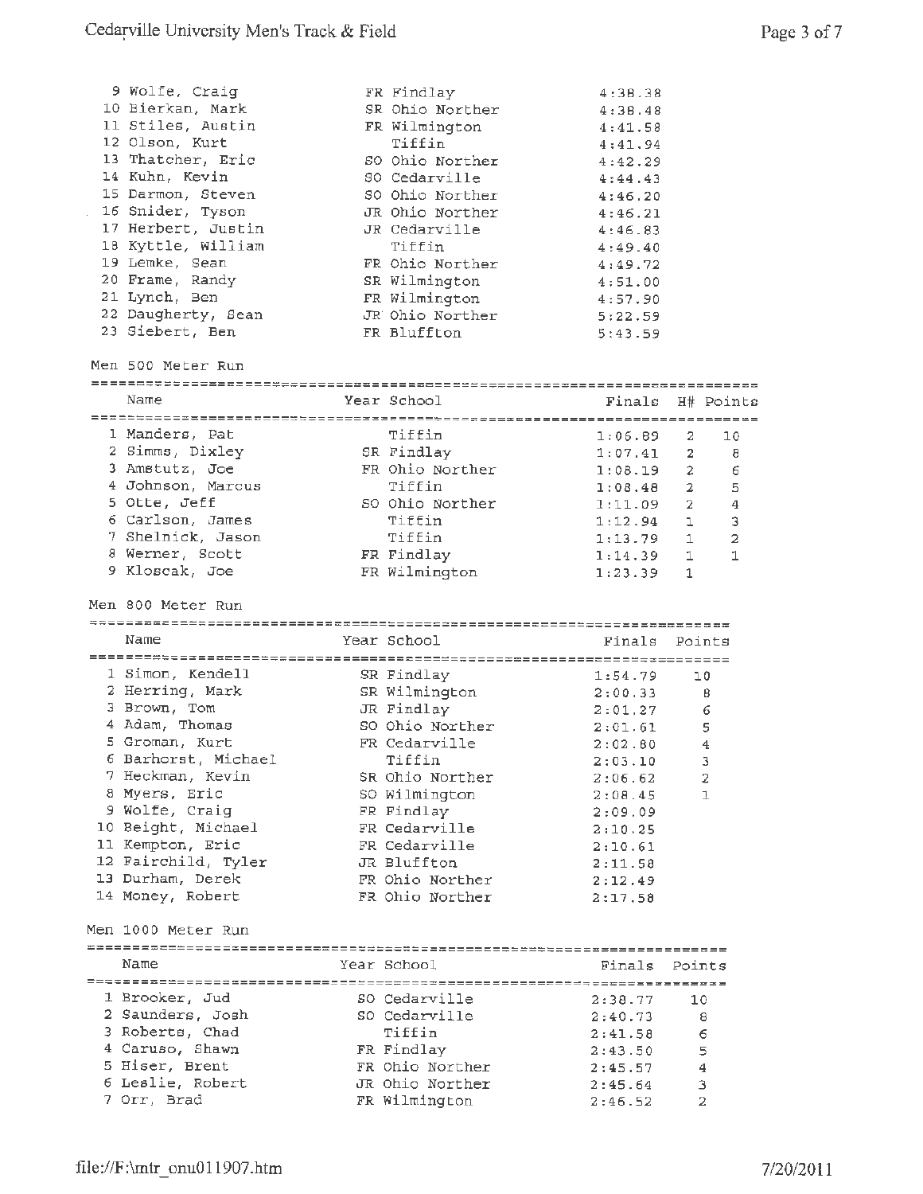| Place | Name | Year | School | Finals |
|---|---|---|---|---|
| 9 | Wolfe, Craig | FR | Findlay | 4:38.38 |
| 10 | Bierkan, Mark | SR | Ohio Norther | 4:38.48 |
| 11 | Stiles, Austin | FR | Wilmington | 4:41.58 |
| 12 | Olson, Kurt | | Tiffin | 4:41.94 |
| 13 | Thatcher, Eric | SO | Ohio Norther | 4:42.29 |
| 14 | Kuhn, Kevin | SO | Cedarville | 4:44.43 |
| 15 | Darmon, Steven | SO | Ohio Norther | 4:46.20 |
| 16 | Snider, Tyson | JR | Ohio Norther | 4:46.21 |
| 17 | Herbert, Justin | JR | Cedarville | 4:46.83 |
| 18 | Kyttle, William | | Tiffin | 4:49.40 |
| 19 | Lemke, Sean | FR | Ohio Norther | 4:49.72 |
| 20 | Frame, Randy | SR | Wilmington | 4:51.00 |
| 21 | Lynch, Ben | FR | Wilmington | 4:57.90 |
| 22 | Daugherty, Sean | JR | Ohio Norther | 5:22.59 |
| 23 | Siebert, Ben | FR | Bluffton | 5:43.59 |

## Men 500 Meter Run

| Place | Name | Year | School | Finals | H# | Points |
|---|---|---|---|---|---|---|
| 1 | Manders, Pat | | Tiffin | 1:06.89 | 2 | 10 |
| 2 | Simms, Dixley | SR | Findlay | 1:07.41 | 2 | 8 |
| 3 | Amstutz, Joe | FR | Ohio Norther | 1:08.19 | 2 | 6 |
| 4 | Johnson, Marcus | | Tiffin | 1:08.48 | 2 | 5 |
| 5 | Otte, Jeff | SO | Ohio Norther | 1:11.09 | 2 | 4 |
| 6 | Carlson, James | | Tiffin | 1:12.94 | 1 | 3 |
| 7 | Shelnick, Jason | | Tiffin | 1:13.79 | 1 | 2 |
| 8 | Werner, Scott | FR | Findlay | 1:14.39 | 1 | 1 |
| 9 | Kloscak, Joe | FR | Wilmington | 1:23.39 | 1 | |

## Men 800 Meter Run

| Place | Name | Year | School | Finals | Points |
|---|---|---|---|---|---|
| 1 | Simon, Kendell | SR | Findlay | 1:54.79 | 10 |
| 2 | Herring, Mark | SR | Wilmington | 2:00.33 | 8 |
| 3 | Brown, Tom | JR | Findlay | 2:01.27 | 6 |
| 4 | Adam, Thomas | SO | Ohio Norther | 2:01.61 | 5 |
| 5 | Groman, Kurt | FR | Cedarville | 2:02.80 | 4 |
| 6 | Barhorst, Michael | | Tiffin | 2:03.10 | 3 |
| 7 | Heckman, Kevin | SR | Ohio Norther | 2:06.62 | 2 |
| 8 | Myers, Eric | SO | Wilmington | 2:08.45 | 1 |
| 9 | Wolfe, Craig | FR | Findlay | 2:09.09 | |
| 10 | Beight, Michael | FR | Cedarville | 2:10.25 | |
| 11 | Kempton, Eric | FR | Cedarville | 2:10.61 | |
| 12 | Fairchild, Tyler | JR | Bluffton | 2:11.58 | |
| 13 | Durham, Derek | FR | Ohio Norther | 2:12.49 | |
| 14 | Money, Robert | FR | Ohio Norther | 2:17.58 | |

## Men 1000 Meter Run

| Place | Name | Year | School | Finals | Points |
|---|---|---|---|---|---|
| 1 | Brooker, Jud | SO | Cedarville | 2:38.77 | 10 |
| 2 | Saunders, Josh | SO | Cedarville | 2:40.73 | 8 |
| 3 | Roberts, Chad | | Tiffin | 2:41.58 | 6 |
| 4 | Caruso, Shawn | FR | Findlay | 2:43.50 | 5 |
| 5 | Hiser, Brent | FR | Ohio Norther | 2:45.57 | 4 |
| 6 | Leslie, Robert | JR | Ohio Norther | 2:45.64 | 3 |
| 7 | Orr, Brad | FR | Wilmington | 2:46.52 | 2 |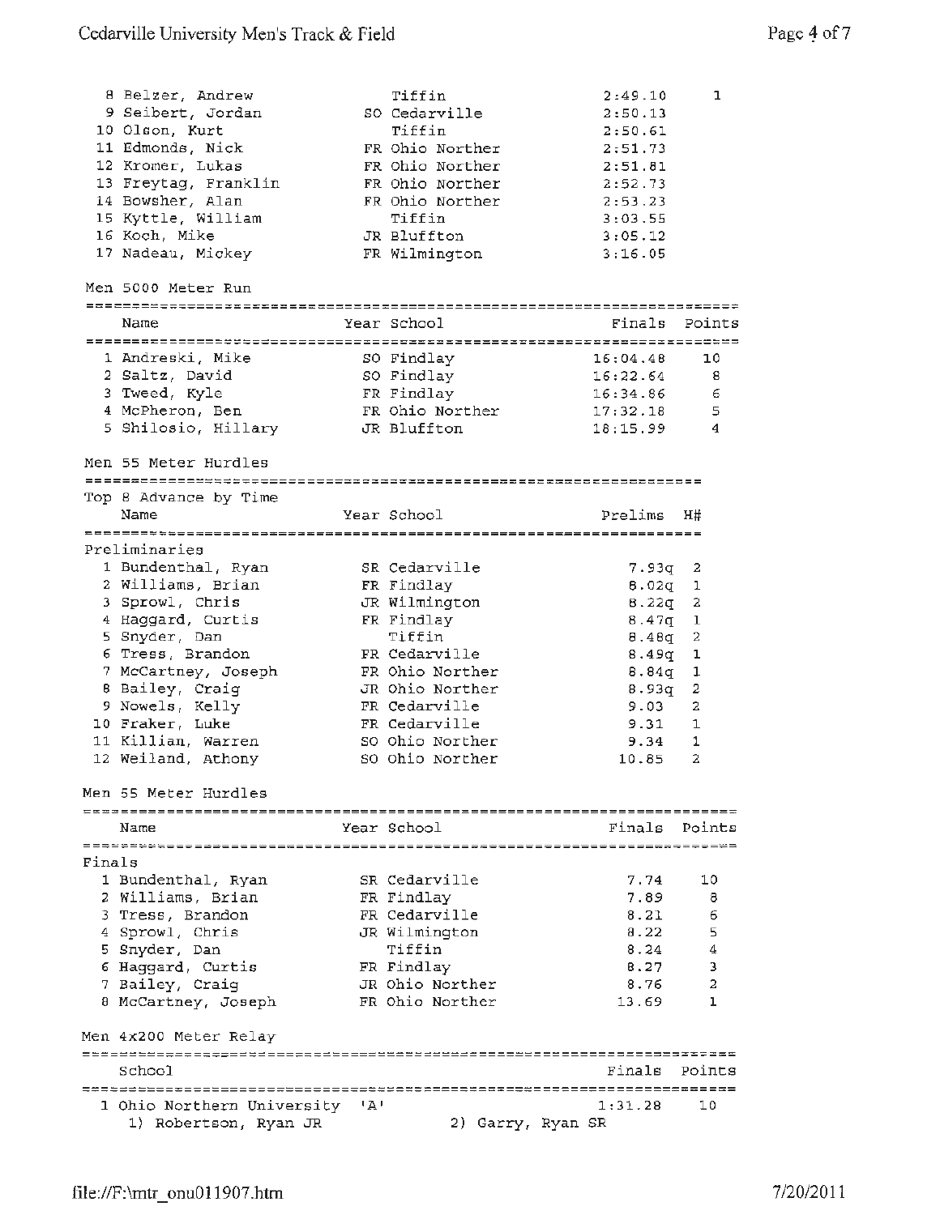| Place | Name | Year | School | Finals | Points |
|---|---|---|---|---|---|
| 8 | Belzer, Andrew | | Tiffin | 2:49.10 | 1 |
| 9 | Seibert, Jordan | SO | Cedarville | 2:50.13 | |
| 10 | Olson, Kurt | | Tiffin | 2:50.61 | |
| 11 | Edmonds, Nick | FR | Ohio Norther | 2:51.73 | |
| 12 | Kromer, Lukas | FR | Ohio Norther | 2:51.81 | |
| 13 | Freytag, Franklin | FR | Ohio Norther | 2:52.73 | |
| 14 | Bowsher, Alan | FR | Ohio Norther | 2:53.23 | |
| 15 | Kyttle, William | | Tiffin | 3:03.55 | |
| 16 | Koch, Mike | JR | Bluffton | 3:05.12 | |
| 17 | Nadeau, Mickey | FR | Wilmington | 3:16.05 | |

## Men 5000 Meter Run

| Place | Name | Year | School | Finals | Points |
|---|---|---|---|---|---|
| 1 | Andreski, Mike | SO | Findlay | 16:04.48 | 10 |
| 2 | Saltz, David | SO | Findlay | 16:22.64 | 8 |
| 3 | Tweed, Kyle | FR | Findlay | 16:34.86 | 6 |
| 4 | McPheron, Ben | FR | Ohio Norther | 17:32.18 | 5 |
| 5 | Shilosio, Hillary | JR | Bluffton | 18:15.99 | 4 |

## Men 55 Meter Hurdles

Top 8 Advance by Time

Preliminaries

| Place | Name | Year | School | Prelims | H# |
|---|---|---|---|---|---|
| 1 | Bundenthal, Ryan | SR | Cedarville | 7.93q | 2 |
| 2 | Williams, Brian | FR | Findlay | 8.02q | 1 |
| 3 | Sprowl, Chris | JR | Wilmington | 8.22q | 2 |
| 4 | Haggard, Curtis | FR | Findlay | 8.47q | 1 |
| 5 | Snyder, Dan | | Tiffin | 8.48q | 2 |
| 6 | Tress, Brandon | FR | Cedarville | 8.49q | 1 |
| 7 | McCartney, Joseph | FR | Ohio Norther | 8.84q | 1 |
| 8 | Bailey, Craig | JR | Ohio Norther | 8.93q | 2 |
| 9 | Nowels, Kelly | FR | Cedarville | 9.03 | 2 |
| 10 | Fraker, Luke | FR | Cedarville | 9.31 | 1 |
| 11 | Killian, Warren | SO | Ohio Norther | 9.34 | 1 |
| 12 | Weiland, Athony | SO | Ohio Norther | 10.85 | 2 |

## Men 55 Meter Hurdles

Finals

| Place | Name | Year | School | Finals | Points |
|---|---|---|---|---|---|
| 1 | Bundenthal, Ryan | SR | Cedarville | 7.74 | 10 |
| 2 | Williams, Brian | FR | Findlay | 7.89 | 8 |
| 3 | Tress, Brandon | FR | Cedarville | 8.21 | 6 |
| 4 | Sprowl, Chris | JR | Wilmington | 8.22 | 5 |
| 5 | Snyder, Dan | | Tiffin | 8.24 | 4 |
| 6 | Haggard, Curtis | FR | Findlay | 8.27 | 3 |
| 7 | Bailey, Craig | JR | Ohio Norther | 8.76 | 2 |
| 8 | McCartney, Joseph | FR | Ohio Norther | 13.69 | 1 |

## Men 4x200 Meter Relay

| Place | School | Finals | Points |
|---|---|---|---|
| 1 | Ohio Northern University 'A' | 1:31.28 | 10 |

1) Robertson, Ryan JR 2) Garry, Ryan SR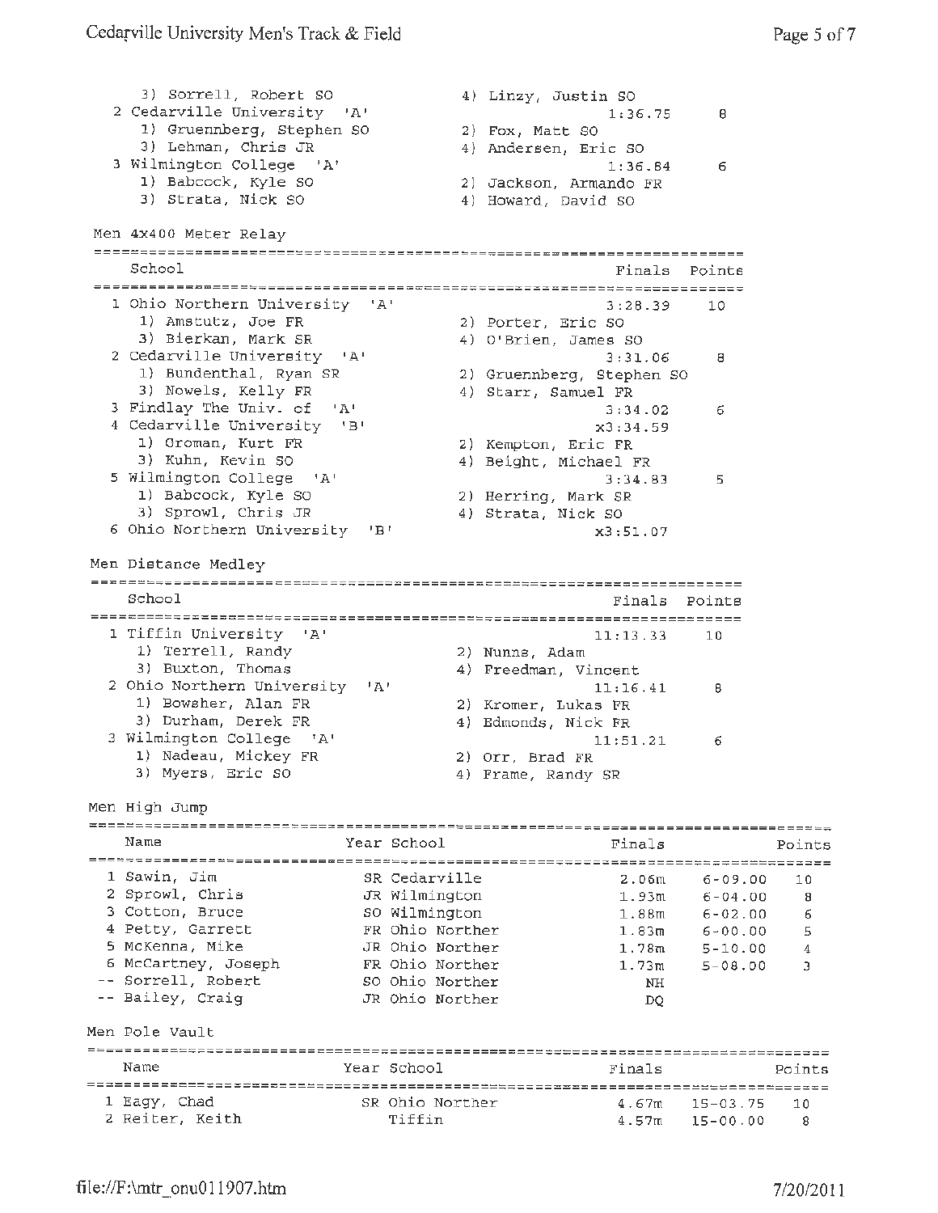| Place | School | Finals | Points |
|---|---|---|---|
| | 3) Sorrell, Robert SO; 4) Linzy, Justin SO | | |
| 2 | Cedarville University 'A' | 1:36.75 | 8 |
| | 1) Gruennberg, Stephen SO; 2) Fox, Matt SO; 3) Lehman, Chris JR; 4) Andersen, Eric SO | | |
| 3 | Wilmington College 'A' | 1:36.84 | 6 |
| | 1) Babcock, Kyle SO; 2) Jackson, Armando FR; 3) Strata, Nick SO; 4) Howard, David SO | | |

## Men 4x400 Meter Relay

| Place | School | Finals | Points |
|---|---|---|---|
| 1 | Ohio Northern University 'A' | 3:28.39 | 10 |
| | 1) Amstutz, Joe FR; 2) Porter, Eric SO; 3) Bierkan, Mark SR; 4) O'Brien, James SO | | |
| 2 | Cedarville University 'A' | 3:31.06 | 8 |
| | 1) Bundenthal, Ryan SR; 2) Gruennberg, Stephen SO; 3) Nowels, Kelly FR; 4) Starr, Samuel FR | | |
| 3 | Findlay The Univ. of 'A' | 3:34.02 | 6 |
| 4 | Cedarville University 'B' | x3:34.59 | |
| | 1) Groman, Kurt FR; 2) Kempton, Eric FR; 3) Kuhn, Kevin SO; 4) Beight, Michael FR | | |
| 5 | Wilmington College 'A' | 3:34.83 | 5 |
| | 1) Babcock, Kyle SO; 2) Herring, Mark SR; 3) Sprowl, Chris JR; 4) Strata, Nick SO | | |
| 6 | Ohio Northern University 'B' | x3:51.07 | |

## Men Distance Medley

| Place | School | Finals | Points |
|---|---|---|---|
| 1 | Tiffin University 'A' | 11:13.33 | 10 |
| | 1) Terrell, Randy; 2) Nunns, Adam; 3) Buxton, Thomas; 4) Freedman, Vincent | | |
| 2 | Ohio Northern University 'A' | 11:16.41 | 8 |
| | 1) Bowsher, Alan FR; 2) Kromer, Lukas FR; 3) Durham, Derek FR; 4) Edmonds, Nick FR | | |
| 3 | Wilmington College 'A' | 11:51.21 | 6 |
| | 1) Nadeau, Mickey FR; 2) Orr, Brad FR; 3) Myers, Eric SO; 4) Frame, Randy SR | | |

## Men High Jump

| Place | Name | Year | School | Finals | | Points |
|---|---|---|---|---|---|---|
| 1 | Sawin, Jim | SR | Cedarville | 2.06m | 6-09.00 | 10 |
| 2 | Sprowl, Chris | JR | Wilmington | 1.93m | 6-04.00 | 8 |
| 3 | Cotton, Bruce | SO | Wilmington | 1.88m | 6-02.00 | 6 |
| 4 | Petty, Garrett | FR | Ohio Norther | 1.83m | 6-00.00 | 5 |
| 5 | McKenna, Mike | JR | Ohio Norther | 1.78m | 5-10.00 | 4 |
| 6 | McCartney, Joseph | FR | Ohio Norther | 1.73m | 5-08.00 | 3 |
| -- | Sorrell, Robert | SO | Ohio Norther | NH | | |
| -- | Bailey, Craig | JR | Ohio Norther | DQ | | |

## Men Pole Vault

| Place | Name | Year | School | Finals | | Points |
|---|---|---|---|---|---|---|
| 1 | Eagy, Chad | SR | Ohio Norther | 4.67m | 15-03.75 | 10 |
| 2 | Reiter, Keith | | Tiffin | 4.57m | 15-00.00 | 8 |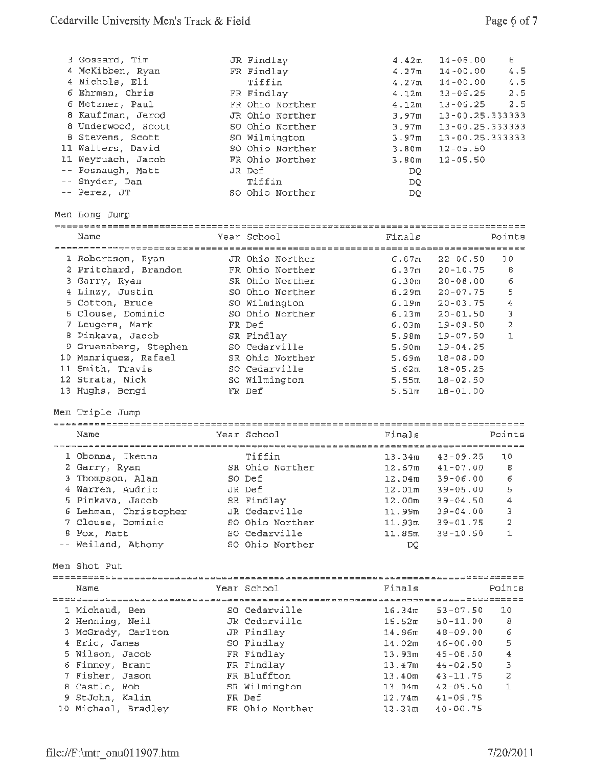| | Name | Year | School | Finals | | Points |
|---|---|---|---|---|---|---|
| 3 | Gossard, Tim | JR | Findlay | 4.42m | 14-06.00 | 6 |
| 4 | McKibben, Ryan | FR | Findlay | 4.27m | 14-00.00 | 4.5 |
| 4 | Nichols, Eli | | Tiffin | 4.27m | 14-00.00 | 4.5 |
| 6 | Ehrman, Chris | FR | Findlay | 4.12m | 13-06.25 | 2.5 |
| 6 | Metzner, Paul | FR | Ohio Norther | 4.12m | 13-06.25 | 2.5 |
| 8 | Kauffman, Jerod | JR | Ohio Norther | 3.97m | 13-00.25 | .333333 |
| 8 | Underwood, Scott | SO | Ohio Norther | 3.97m | 13-00.25 | .333333 |
| 8 | Stevens, Scott | SO | Wilmington | 3.97m | 13-00.25 | .333333 |
| 11 | Walters, David | SO | Ohio Norther | 3.80m | 12-05.50 | |
| 11 | Weyruach, Jacob | FR | Ohio Norther | 3.80m | 12-05.50 | |
| -- | Fosnaugh, Matt | JR | Def | DQ | | |
| -- | Snyder, Dan | | Tiffin | DQ | | |
| -- | Perez, JT | SO | Ohio Norther | DQ | | |

## Men Long Jump

| | Name | Year | School | Finals | | Points |
|---|---|---|---|---|---|---|
| 1 | Robertson, Ryan | JR | Ohio Norther | 6.87m | 22-06.50 | 10 |
| 2 | Pritchard, Brandon | FR | Ohio Norther | 6.37m | 20-10.75 | 8 |
| 3 | Garry, Ryan | SR | Ohio Norther | 6.30m | 20-08.00 | 6 |
| 4 | Linzy, Justin | SO | Ohio Norther | 6.29m | 20-07.75 | 5 |
| 5 | Cotton, Bruce | SO | Wilmington | 6.19m | 20-03.75 | 4 |
| 6 | Clouse, Dominic | SO | Ohio Norther | 6.13m | 20-01.50 | 3 |
| 7 | Leugers, Mark | FR | Def | 6.03m | 19-09.50 | 2 |
| 8 | Pinkava, Jacob | SR | Findlay | 5.98m | 19-07.50 | 1 |
| 9 | Gruennberg, Stephen | SO | Cedarville | 5.90m | 19-04.25 | |
| 10 | Manriquez, Rafael | SR | Ohio Norther | 5.69m | 18-08.00 | |
| 11 | Smith, Travis | SO | Cedarville | 5.62m | 18-05.25 | |
| 12 | Strata, Nick | SO | Wilmington | 5.55m | 18-02.50 | |
| 13 | Hughs, Bengi | FR | Def | 5.51m | 18-01.00 | |

## Men Triple Jump

| | Name | Year | School | Finals | | Points |
|---|---|---|---|---|---|---|
| 1 | Obonna, Ikenna | | Tiffin | 13.34m | 43-09.25 | 10 |
| 2 | Garry, Ryan | SR | Ohio Norther | 12.67m | 41-07.00 | 8 |
| 3 | Thompson, Alan | SO | Def | 12.04m | 39-06.00 | 6 |
| 4 | Warren, Audric | JR | Def | 12.01m | 39-05.00 | 5 |
| 5 | Pinkava, Jacob | SR | Findlay | 12.00m | 39-04.50 | 4 |
| 6 | Lehman, Christopher | JR | Cedarville | 11.99m | 39-04.00 | 3 |
| 7 | Clouse, Dominic | SO | Ohio Norther | 11.93m | 39-01.75 | 2 |
| 8 | Fox, Matt | SO | Cedarville | 11.85m | 38-10.50 | 1 |
| -- | Weiland, Athony | SO | Ohio Norther | DQ | | |

## Men Shot Put

| | Name | Year | School | Finals | | Points |
|---|---|---|---|---|---|---|
| 1 | Michaud, Ben | SO | Cedarville | 16.34m | 53-07.50 | 10 |
| 2 | Henning, Neil | JR | Cedarville | 15.52m | 50-11.00 | 8 |
| 3 | McGrady, Carlton | JR | Findlay | 14.86m | 48-09.00 | 6 |
| 4 | Eric, James | SO | Findlay | 14.02m | 46-00.00 | 5 |
| 5 | Wilson, Jacob | FR | Findlay | 13.93m | 45-08.50 | 4 |
| 6 | Finney, Brant | FR | Findlay | 13.47m | 44-02.50 | 3 |
| 7 | Fisher, Jason | FR | Bluffton | 13.40m | 43-11.75 | 2 |
| 8 | Castle, Rob | SR | Wilmington | 13.04m | 42-09.50 | 1 |
| 9 | StJohn, Kalin | FR | Def | 12.74m | 41-09.75 | |
| 10 | Michael, Bradley | FR | Ohio Norther | 12.21m | 40-00.75 | |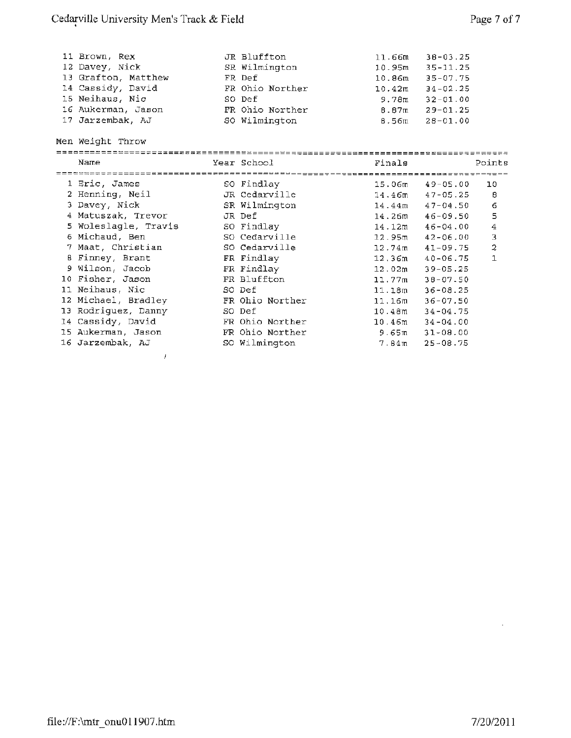| | | | | |
|---|---|---|---|---|
| 11 | Brown, Rex | JR Bluffton | 11.66m | 38-03.25 |
| 12 | Davey, Nick | SR Wilmington | 10.95m | 35-11.25 |
| 13 | Grafton, Matthew | FR Def | 10.86m | 35-07.75 |
| 14 | Cassidy, David | FR Ohio Norther | 10.42m | 34-02.25 |
| 15 | Neihaus, Nic | SO Def | 9.78m | 32-01.00 |
| 16 | Aukerman, Jason | FR Ohio Norther | 8.87m | 29-01.25 |
| 17 | Jarzembak, AJ | SO Wilmington | 8.56m | 28-01.00 |

## Men Weight Throw

| | Name | Year School | Finals | | Points |
|---|---|---|---|---|---|
| 1 | Eric, James | SO Findlay | 15.06m | 49-05.00 | 10 |
| 2 | Henning, Neil | JR Cedarville | 14.46m | 47-05.25 | 8 |
| 3 | Davey, Nick | SR Wilmington | 14.44m | 47-04.50 | 6 |
| 4 | Matuszak, Trevor | JR Def | 14.26m | 46-09.50 | 5 |
| 5 | Woleslagle, Travis | SO Findlay | 14.12m | 46-04.00 | 4 |
| 6 | Michaud, Ben | SO Cedarville | 12.95m | 42-06.00 | 3 |
| 7 | Maat, Christian | SO Cedarville | 12.74m | 41-09.75 | 2 |
| 8 | Finney, Brant | FR Findlay | 12.36m | 40-06.75 | 1 |
| 9 | Wilson, Jacob | FR Findlay | 12.02m | 39-05.25 | |
| 10 | Fisher, Jason | FR Bluffton | 11.77m | 38-07.50 | |
| 11 | Neihaus, Nic | SO Def | 11.18m | 36-08.25 | |
| 12 | Michael, Bradley | FR Ohio Norther | 11.16m | 36-07.50 | |
| 13 | Rodriguez, Danny | SO Def | 10.48m | 34-04.75 | |
| 14 | Cassidy, David | FR Ohio Norther | 10.46m | 34-04.00 | |
| 15 | Aukerman, Jason | FR Ohio Norther | 9.65m | 31-08.00 | |
| 16 | Jarzembak, AJ | SO Wilmington | 7.84m | 25-08.75 | |